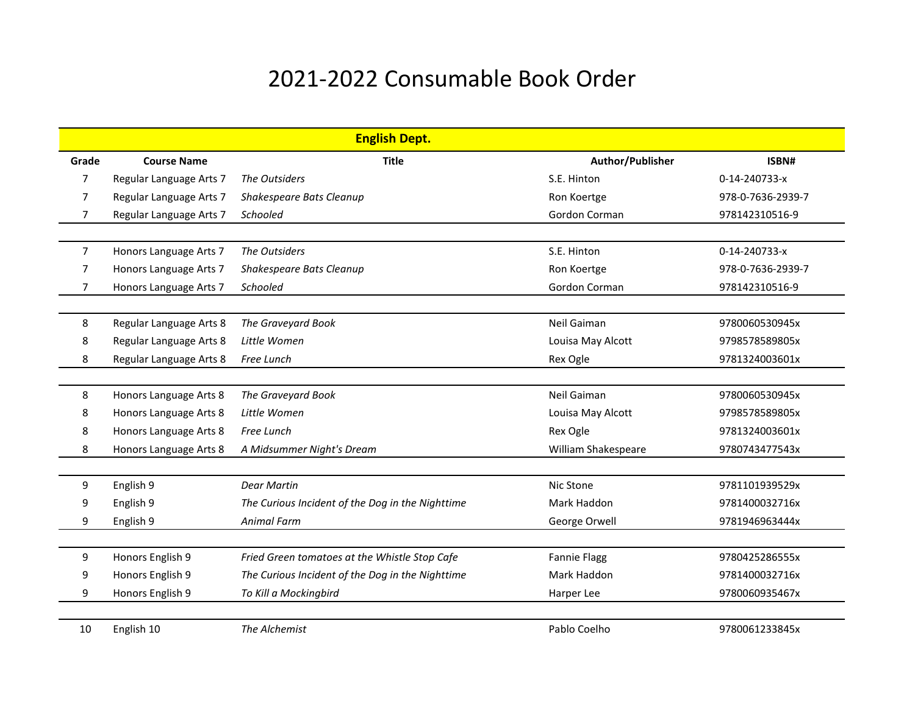# 2021-2022 Consumable Book Order

| **English Dept.** | | | | |
|---|---|---|---|---|
| **Grade** | **Course Name** | **Title** | **Author/Publisher** | **ISBN#** |
| 7 | Regular Language Arts 7 | *The Outsiders* | S.E. Hinton | 0-14-240733-x |
| 7 | Regular Language Arts 7 | *Shakespeare Bats Cleanup* | Ron Koertge | 978-0-7636-2939-7 |
| 7 | Regular Language Arts 7 | *Schooled* | Gordon Corman | 978142310516-9 |
| | | | | |
| 7 | Honors Language Arts 7 | *The Outsiders* | S.E. Hinton | 0-14-240733-x |
| 7 | Honors Language Arts 7 | *Shakespeare Bats Cleanup* | Ron Koertge | 978-0-7636-2939-7 |
| 7 | Honors Language Arts 7 | *Schooled* | Gordon Corman | 978142310516-9 |
| | | | | |
| 8 | Regular Language Arts 8 | *The Graveyard Book* | Neil Gaiman | 9780060530945x |
| 8 | Regular Language Arts 8 | *Little Women* | Louisa May Alcott | 9798578589805x |
| 8 | Regular Language Arts 8 | *Free Lunch* | Rex Ogle | 9781324003601x |
| | | | | |
| 8 | Honors Language Arts 8 | *The Graveyard Book* | Neil Gaiman | 9780060530945x |
| 8 | Honors Language Arts 8 | *Little Women* | Louisa May Alcott | 9798578589805x |
| 8 | Honors Language Arts 8 | *Free Lunch* | Rex Ogle | 9781324003601x |
| 8 | Honors Language Arts 8 | *A Midsummer Night's Dream* | William Shakespeare | 9780743477543x |
| | | | | |
| 9 | English 9 | *Dear Martin* | Nic Stone | 9781101939529x |
| 9 | English 9 | *The Curious Incident of the Dog in the Nighttime* | Mark Haddon | 9781400032716x |
| 9 | English 9 | *Animal Farm* | George Orwell | 9781946963444x |
| | | | | |
| 9 | Honors English 9 | *Fried Green tomatoes at the Whistle Stop Cafe* | Fannie Flagg | 9780425286555x |
| 9 | Honors English 9 | *The Curious Incident of the Dog in the Nighttime* | Mark Haddon | 9781400032716x |
| 9 | Honors English 9 | *To Kill a Mockingbird* | Harper Lee | 9780060935467x |
| | | | | |
| 10 | English 10 | *The Alchemist* | Pablo Coelho | 9780061233845x |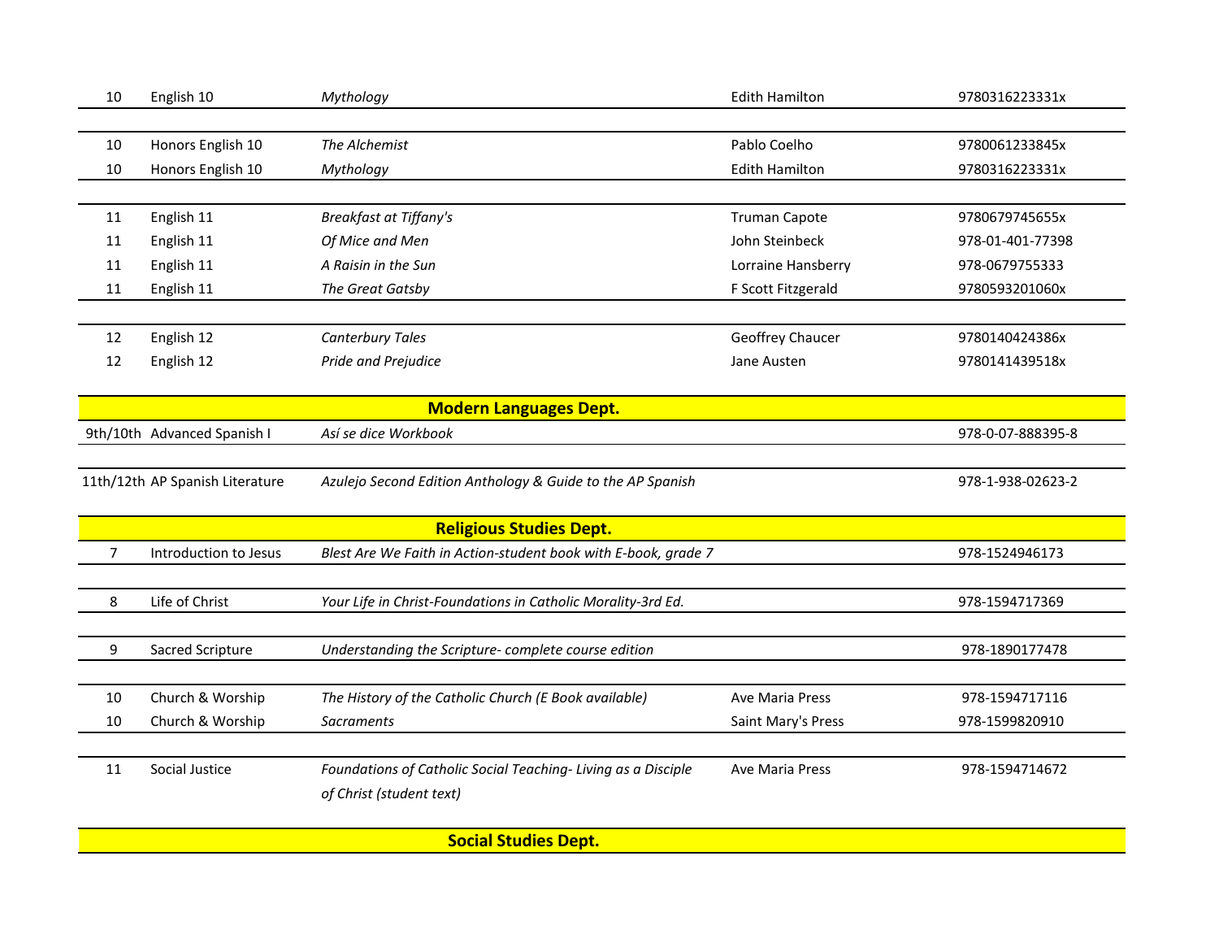| Grade | Course | Title | Author/Publisher | ISBN |
|---|---|---|---|---|
| 10 | English 10 | *Mythology* | Edith Hamilton | 9780316223331x |
| 10 | Honors English 10 | *The Alchemist* | Pablo Coelho | 9780061233845x |
| 10 | Honors English 10 | *Mythology* | Edith Hamilton | 9780316223331x |
| 11 | English 11 | *Breakfast at Tiffany's* | Truman Capote | 9780679745655x |
| 11 | English 11 | *Of Mice and Men* | John Steinbeck | 978-01-401-77398 |
| 11 | English 11 | *A Raisin in the Sun* | Lorraine Hansberry | 978-0679755333 |
| 11 | English 11 | *The Great Gatsby* | F Scott Fitzgerald | 9780593201060x |
| 12 | English 12 | *Canterbury Tales* | Geoffrey Chaucer | 9780140424386x |
| 12 | English 12 | *Pride and Prejudice* | Jane Austen | 9780141439518x |

## Modern Languages Dept.

| Grade | Course | Title | Author/Publisher | ISBN |
|---|---|---|---|---|
| 9th/10th | Advanced Spanish I | *Así se dice Workbook* | | 978-0-07-888395-8 |
| 11th/12th | AP Spanish Literature | *Azulejo Second Edition Anthology & Guide to the AP Spanish* | | 978-1-938-02623-2 |

## Religious Studies Dept.

| Grade | Course | Title | Author/Publisher | ISBN |
|---|---|---|---|---|
| 7 | Introduction to Jesus | *Blest Are We Faith in Action-student book with E-book, grade 7* | | 978-1524946173 |
| 8 | Life of Christ | *Your Life in Christ-Foundations in Catholic Morality-3rd Ed.* | | 978-1594717369 |
| 9 | Sacred Scripture | *Understanding the Scripture- complete course edition* | | 978-1890177478 |
| 10 | Church & Worship | *The History of the Catholic Church (E Book available)* | Ave Maria Press | 978-1594717116 |
| 10 | Church & Worship | *Sacraments* | Saint Mary's Press | 978-1599820910 |
| 11 | Social Justice | *Foundations of Catholic Social Teaching- Living as a Disciple of Christ (student text)* | Ave Maria Press | 978-1594714672 |

## Social Studies Dept.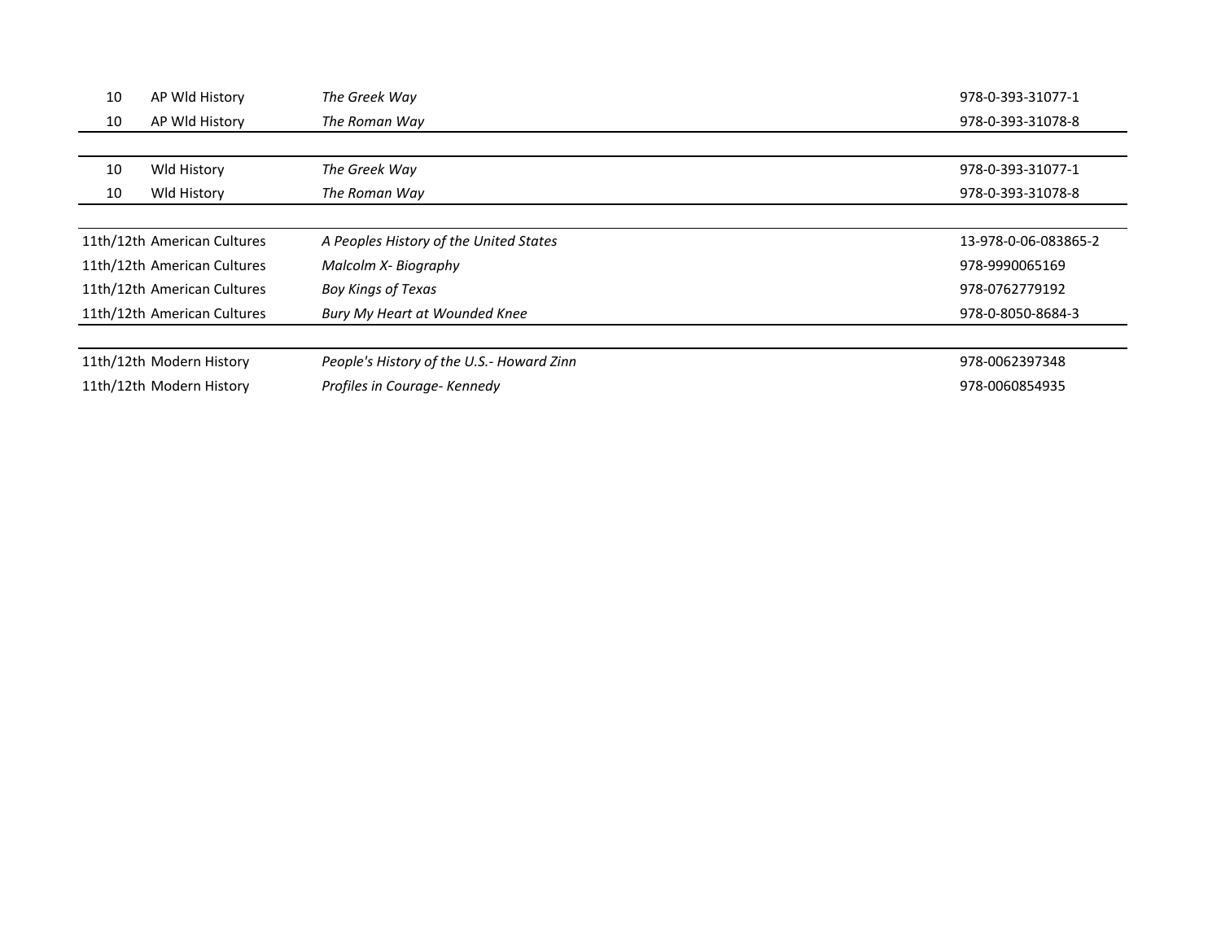| | | | |
|---|---|---|---|
| 10 | AP Wld History | *The Greek Way* | 978-0-393-31077-1 |
| 10 | AP Wld History | *The Roman Way* | 978-0-393-31078-8 |
| | | | |
| 10 | Wld History | *The Greek Way* | 978-0-393-31077-1 |
| 10 | Wld History | *The Roman Way* | 978-0-393-31078-8 |
| | | | |
| 11th/12th | American Cultures | *A Peoples History of the United States* | 13-978-0-06-083865-2 |
| 11th/12th | American Cultures | *Malcolm X- Biography* | 978-9990065169 |
| 11th/12th | American Cultures | *Boy Kings of Texas* | 978-0762779192 |
| 11th/12th | American Cultures | *Bury My Heart at Wounded Knee* | 978-0-8050-8684-3 |
| | | | |
| 11th/12th | Modern History | *People's History of the U.S.- Howard Zinn* | 978-0062397348 |
| 11th/12th | Modern History | *Profiles in Courage- Kennedy* | 978-0060854935 |